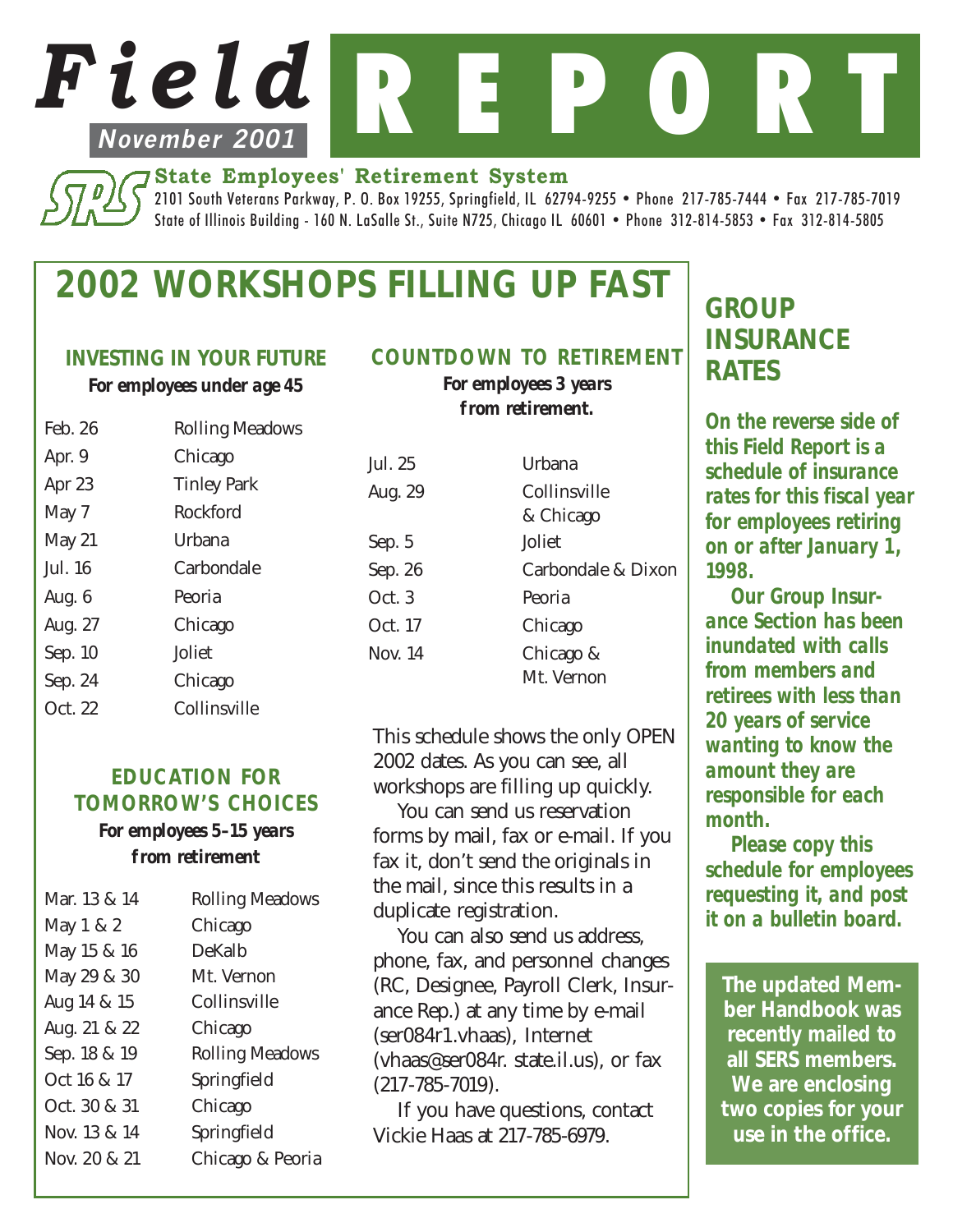# Field REPORT

**November 2001**

**State Employees' Retirement System**

2101 South Veterans Parkway, P. O. Box 19255, Springfield, IL 62794-9255 • Phone 217-785-7444 • Fax 217-785-7019
State of Illinois Building - 160 N. LaSalle St., Suite N725, Chicago IL 60601 • Phone 312-814-5853 • Fax 312-814-5805

## 2002 WORKSHOPS FILLING UP FAST

### INVESTING IN YOUR FUTURE

**For employees under age 45**

| Date | Location |
|---|---|
| Feb. 26 | Rolling Meadows |
| Apr. 9 | Chicago |
| Apr 23 | Tinley Park |
| May 7 | Rockford |
| May 21 | Urbana |
| Jul. 16 | Carbondale |
| Aug. 6 | Peoria |
| Aug. 27 | Chicago |
| Sep. 10 | Joliet |
| Sep. 24 | Chicago |
| Oct. 22 | Collinsville |

### EDUCATION FOR TOMORROW'S CHOICES

**For employees 5–15 years from retirement**

| Date | Location |
|---|---|
| Mar. 13 & 14 | Rolling Meadows |
| May 1 & 2 | Chicago |
| May 15 & 16 | DeKalb |
| May 29 & 30 | Mt. Vernon |
| Aug 14 & 15 | Collinsville |
| Aug. 21 & 22 | Chicago |
| Sep. 18 & 19 | Rolling Meadows |
| Oct 16 & 17 | Springfield |
| Oct. 30 & 31 | Chicago |
| Nov. 13 & 14 | Springfield |
| Nov. 20 & 21 | Chicago & Peoria |

### COUNTDOWN TO RETIREMENT

**For employees 3 years from retirement.**

| Date | Location |
|---|---|
| Jul. 25 | Urbana |
| Aug. 29 | Collinsville & Chicago |
| Sep. 5 | Joliet |
| Sep. 26 | Carbondale & Dixon |
| Oct. 3 | Peoria |
| Oct. 17 | Chicago |
| Nov. 14 | Chicago & Mt. Vernon |

This schedule shows the only OPEN 2002 dates. As you can see, all workshops are filling up quickly.

You can send us reservation forms by mail, fax or e-mail. If you fax it, don't send the originals in the mail, since this results in a duplicate registration.

You can also send us address, phone, fax, and personnel changes (RC, Designee, Payroll Clerk, Insurance Rep.) at any time by e-mail (ser084r1.vhaas), Internet (vhaas@ser084r. state.il.us), or fax (217-785-7019).

If you have questions, contact Vickie Haas at 217-785-6979.

## GROUP INSURANCE RATES

***On the reverse side of this Field Report is a schedule of insurance rates for this fiscal year for employees retiring on or after January 1, 1998.***

***Our Group Insurance Section has been inundated with calls from members and retirees with less than 20 years of service wanting to know the amount they are responsible for each month.***

***Please copy this schedule for employees requesting it, and post it on a bulletin board.***

**The updated Member Handbook was recently mailed to all SERS members. We are enclosing two copies for your use in the office.**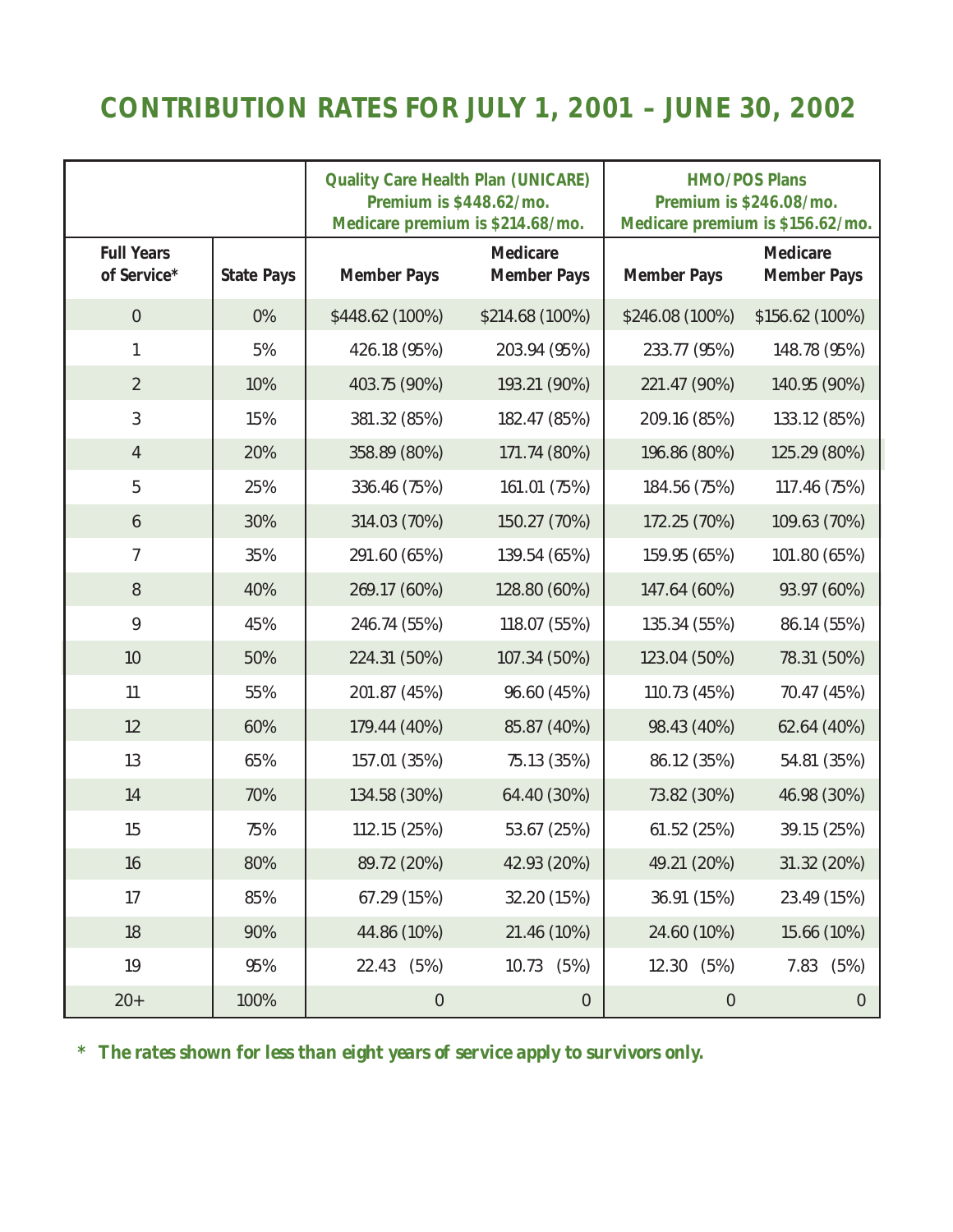# CONTRIBUTION RATES FOR JULY 1, 2001 – JUNE 30, 2002

| | | Quality Care Health Plan (UNICARE) Premium is $448.62/mo. Medicare premium is $214.68/mo. | | HMO/POS Plans Premium is $246.08/mo. Medicare premium is $156.62/mo. | |
|---|---|---|---|---|---|
| Full Years of Service* | State Pays | Member Pays | Medicare Member Pays | Member Pays | Medicare Member Pays |
| 0 | 0% | $448.62 (100%) | $214.68 (100%) | $246.08 (100%) | $156.62 (100%) |
| 1 | 5% | 426.18 (95%) | 203.94 (95%) | 233.77 (95%) | 148.78 (95%) |
| 2 | 10% | 403.75 (90%) | 193.21 (90%) | 221.47 (90%) | 140.95 (90%) |
| 3 | 15% | 381.32 (85%) | 182.47 (85%) | 209.16 (85%) | 133.12 (85%) |
| 4 | 20% | 358.89 (80%) | 171.74 (80%) | 196.86 (80%) | 125.29 (80%) |
| 5 | 25% | 336.46 (75%) | 161.01 (75%) | 184.56 (75%) | 117.46 (75%) |
| 6 | 30% | 314.03 (70%) | 150.27 (70%) | 172.25 (70%) | 109.63 (70%) |
| 7 | 35% | 291.60 (65%) | 139.54 (65%) | 159.95 (65%) | 101.80 (65%) |
| 8 | 40% | 269.17 (60%) | 128.80 (60%) | 147.64 (60%) | 93.97 (60%) |
| 9 | 45% | 246.74 (55%) | 118.07 (55%) | 135.34 (55%) | 86.14 (55%) |
| 10 | 50% | 224.31 (50%) | 107.34 (50%) | 123.04 (50%) | 78.31 (50%) |
| 11 | 55% | 201.87 (45%) | 96.60 (45%) | 110.73 (45%) | 70.47 (45%) |
| 12 | 60% | 179.44 (40%) | 85.87 (40%) | 98.43 (40%) | 62.64 (40%) |
| 13 | 65% | 157.01 (35%) | 75.13 (35%) | 86.12 (35%) | 54.81 (35%) |
| 14 | 70% | 134.58 (30%) | 64.40 (30%) | 73.82 (30%) | 46.98 (30%) |
| 15 | 75% | 112.15 (25%) | 53.67 (25%) | 61.52 (25%) | 39.15 (25%) |
| 16 | 80% | 89.72 (20%) | 42.93 (20%) | 49.21 (20%) | 31.32 (20%) |
| 17 | 85% | 67.29 (15%) | 32.20 (15%) | 36.91 (15%) | 23.49 (15%) |
| 18 | 90% | 44.86 (10%) | 21.46 (10%) | 24.60 (10%) | 15.66 (10%) |
| 19 | 95% | 22.43 (5%) | 10.73 (5%) | 12.30 (5%) | 7.83 (5%) |
| 20+ | 100% | 0 | 0 | 0 | 0 |

**\* The rates shown for less than eight years of service apply to survivors only.**